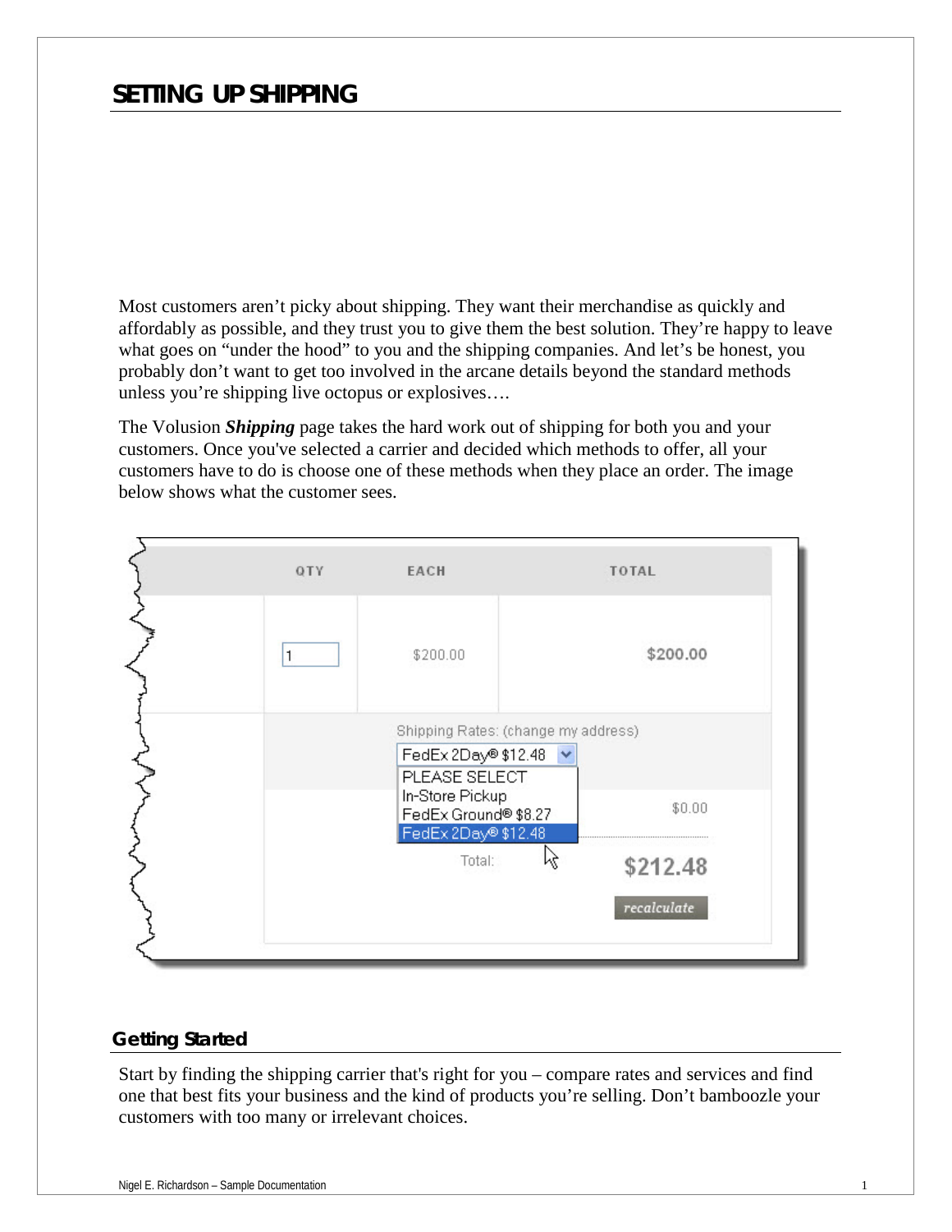# SETTING UP SHIPPING

Most customers aren't picky about shipping. They want their merchandise as quickly and affordably as possible, and they trust you to give them the best solution. They're happy to leave what goes on "under the hood" to you and the shipping companies. And let's be honest, you probably don't want to get too involved in the arcane details beyond the standard methods unless you're shipping live octopus or explosives….

The Volusion ***Shipping*** page takes the hard work out of shipping for both you and your customers. Once you've selected a carrier and decided which methods to offer, all your customers have to do is choose one of these methods when they place an order. The image below shows what the customer sees.

## Getting Started

Start by finding the shipping carrier that's right for you – compare rates and services and find one that best fits your business and the kind of products you're selling. Don't bamboozle your customers with too many or irrelevant choices.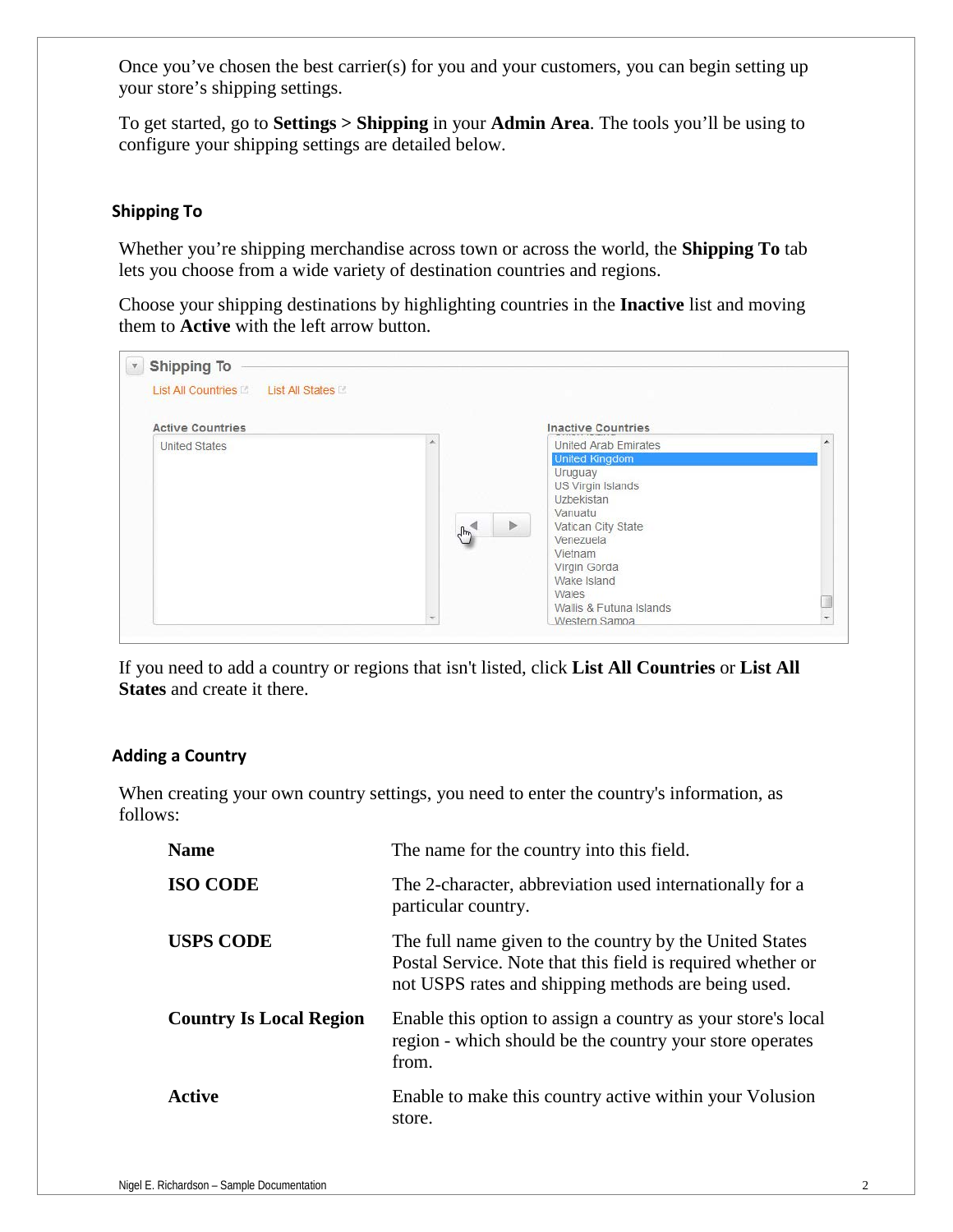Once you've chosen the best carrier(s) for you and your customers, you can begin setting up your store's shipping settings.

To get started, go to **Settings > Shipping** in your **Admin Area**. The tools you'll be using to configure your shipping settings are detailed below.

## Shipping To

Whether you're shipping merchandise across town or across the world, the **Shipping To** tab lets you choose from a wide variety of destination countries and regions.

Choose your shipping destinations by highlighting countries in the **Inactive** list and moving them to **Active** with the left arrow button.

If you need to add a country or regions that isn't listed, click **List All Countries** or **List All States** and create it there.

## Adding a Country

When creating your own country settings, you need to enter the country's information, as follows:

| | |
|---|---|
| **Name** | The name for the country into this field. |
| **ISO CODE** | The 2-character, abbreviation used internationally for a particular country. |
| **USPS CODE** | The full name given to the country by the United States Postal Service. Note that this field is required whether or not USPS rates and shipping methods are being used. |
| **Country Is Local Region** | Enable this option to assign a country as your store's local region - which should be the country your store operates from. |
| **Active** | Enable to make this country active within your Volusion store. |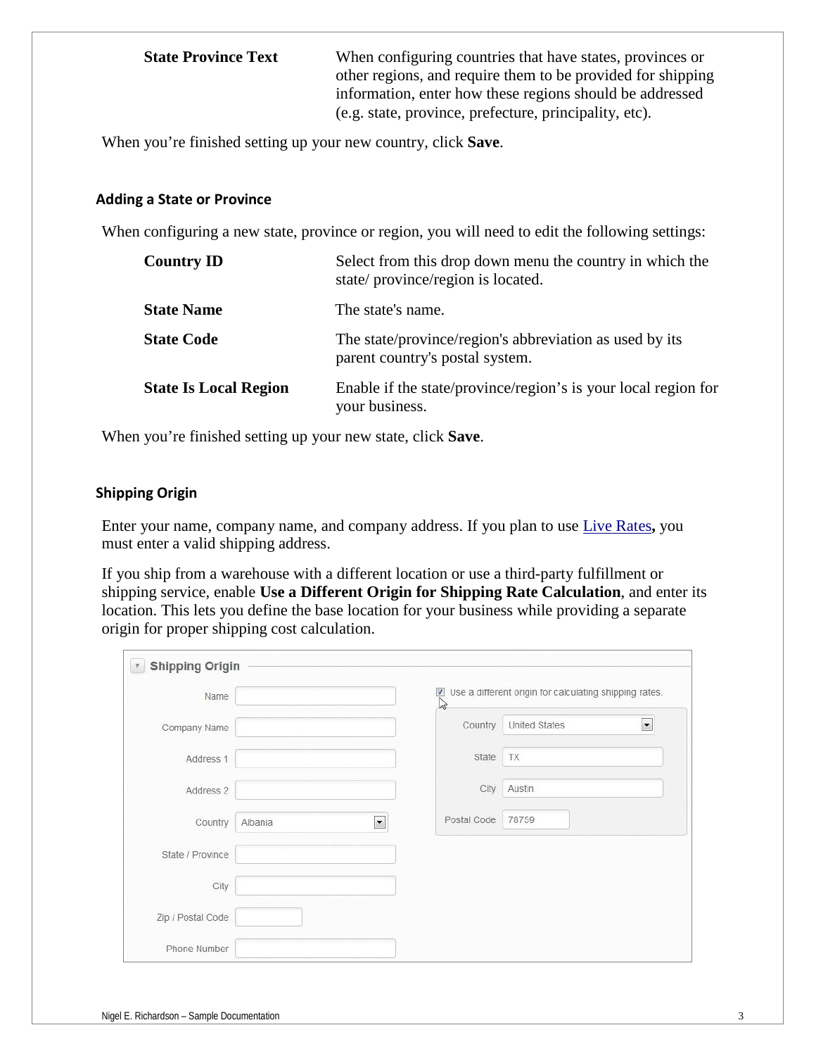| | |
|---|---|
| **State Province Text** | When configuring countries that have states, provinces or other regions, and require them to be provided for shipping information, enter how these regions should be addressed (e.g. state, province, prefecture, principality, etc). |

When you're finished setting up your new country, click **Save**.

### Adding a State or Province

When configuring a new state, province or region, you will need to edit the following settings:

| | |
|---|---|
| **Country ID** | Select from this drop down menu the country in which the state/ province/region is located. |
| **State Name** | The state's name. |
| **State Code** | The state/province/region's abbreviation as used by its parent country's postal system. |
| **State Is Local Region** | Enable if the state/province/region's is your local region for your business. |

When you're finished setting up your new state, click **Save**.

### Shipping Origin

Enter your name, company name, and company address. If you plan to use Live Rates**,** you must enter a valid shipping address.

If you ship from a warehouse with a different location or use a third-party fulfillment or shipping service, enable **Use a Different Origin for Shipping Rate Calculation**, and enter its location. This lets you define the base location for your business while providing a separate origin for proper shipping cost calculation.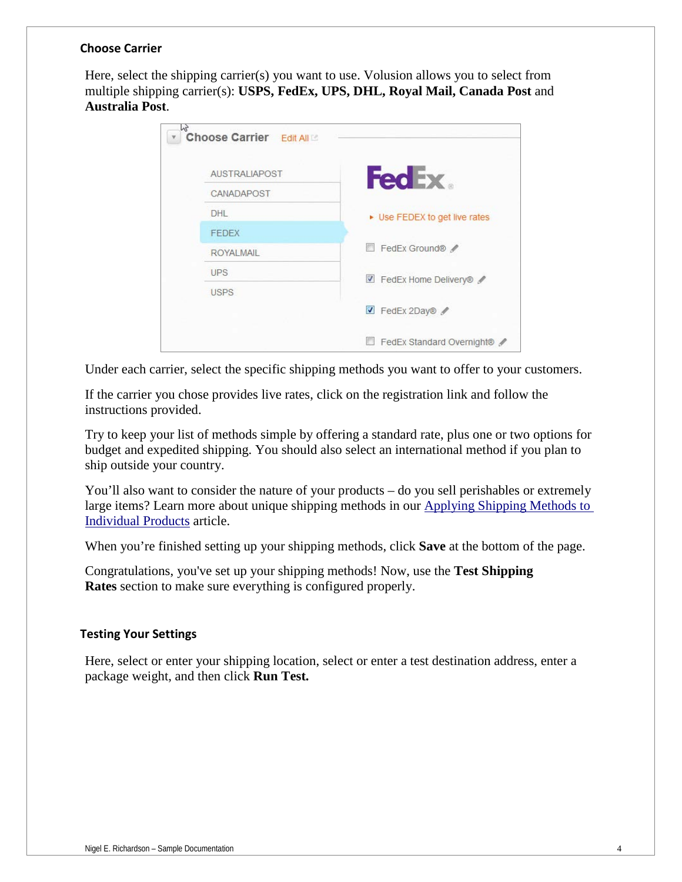### Choose Carrier

Here, select the shipping carrier(s) you want to use. Volusion allows you to select from multiple shipping carrier(s): **USPS, FedEx, UPS, DHL, Royal Mail, Canada Post** and **Australia Post**.

Under each carrier, select the specific shipping methods you want to offer to your customers.

If the carrier you chose provides live rates, click on the registration link and follow the instructions provided.

Try to keep your list of methods simple by offering a standard rate, plus one or two options for budget and expedited shipping. You should also select an international method if you plan to ship outside your country.

You'll also want to consider the nature of your products – do you sell perishables or extremely large items? Learn more about unique shipping methods in our Applying Shipping Methods to Individual Products article.

When you're finished setting up your shipping methods, click **Save** at the bottom of the page.

Congratulations, you've set up your shipping methods! Now, use the **Test Shipping Rates** section to make sure everything is configured properly.

### Testing Your Settings

Here, select or enter your shipping location, select or enter a test destination address, enter a package weight, and then click **Run Test.**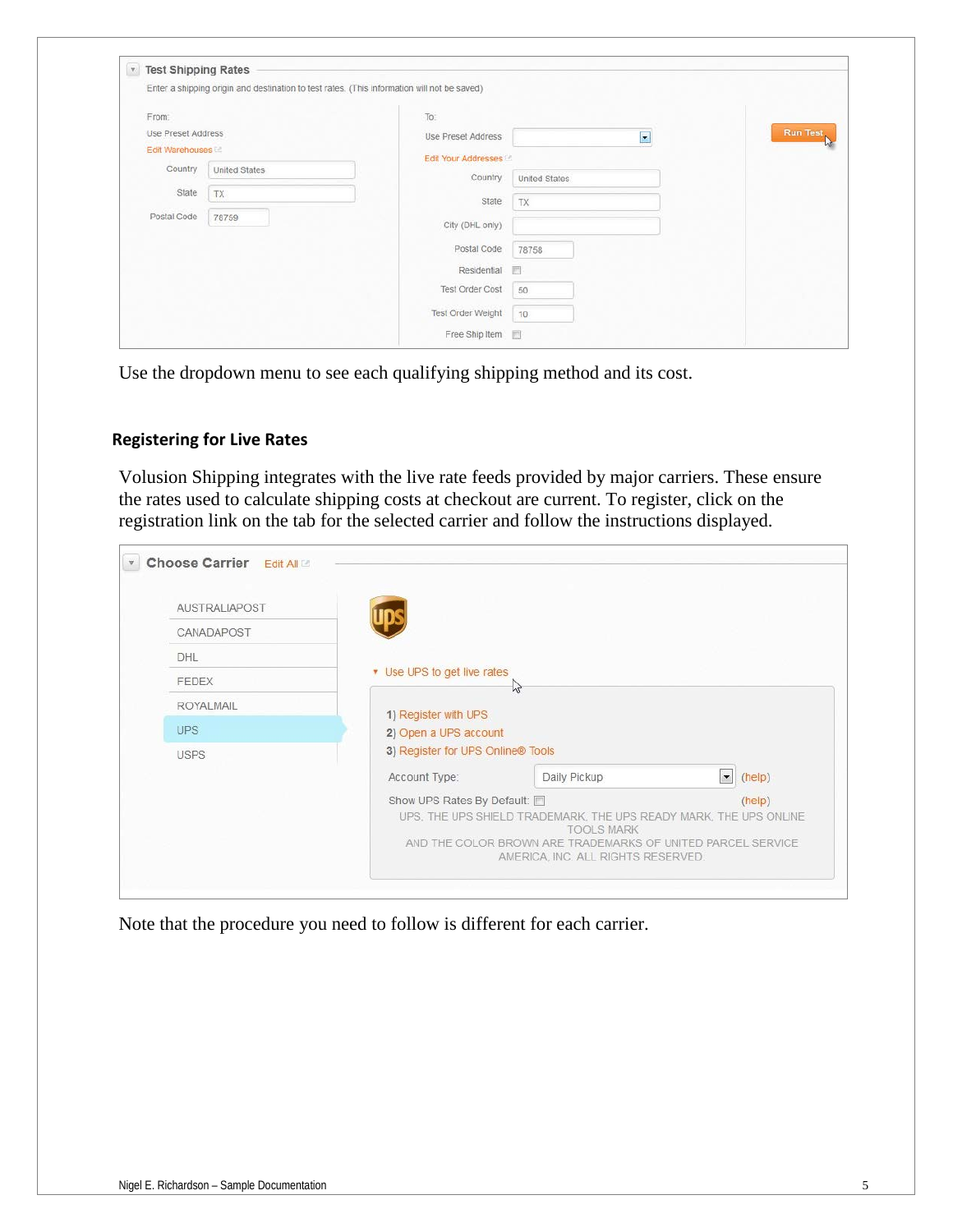Use the dropdown menu to see each qualifying shipping method and its cost.

## Registering for Live Rates

Volusion Shipping integrates with the live rate feeds provided by major carriers. These ensure the rates used to calculate shipping costs at checkout are current. To register, click on the registration link on the tab for the selected carrier and follow the instructions displayed.

Note that the procedure you need to follow is different for each carrier.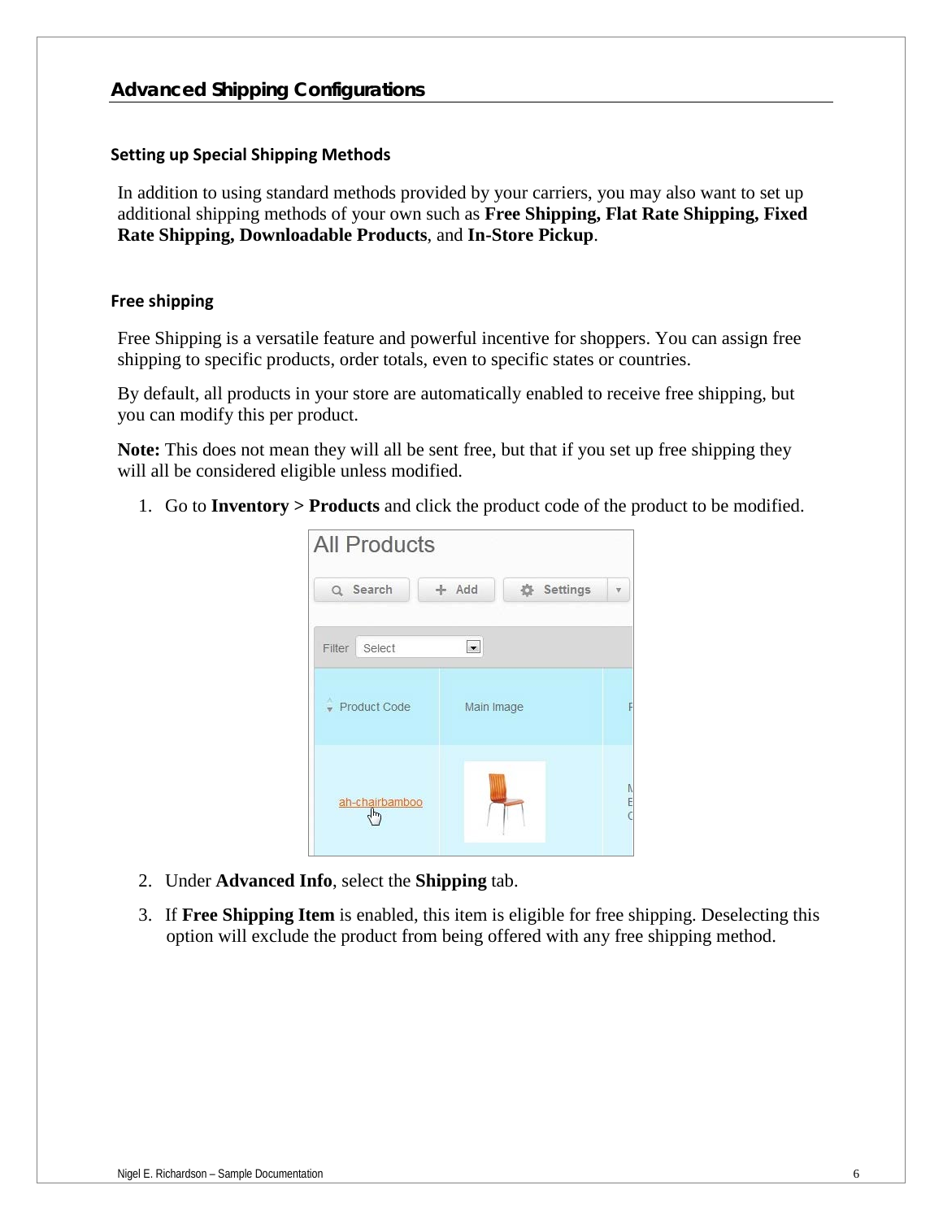## Advanced Shipping Configurations

### Setting up Special Shipping Methods

In addition to using standard methods provided by your carriers, you may also want to set up additional shipping methods of your own such as **Free Shipping, Flat Rate Shipping, Fixed Rate Shipping, Downloadable Products**, and **In-Store Pickup**.

### Free shipping

Free Shipping is a versatile feature and powerful incentive for shoppers. You can assign free shipping to specific products, order totals, even to specific states or countries.

By default, all products in your store are automatically enabled to receive free shipping, but you can modify this per product.

**Note:** This does not mean they will all be sent free, but that if you set up free shipping they will all be considered eligible unless modified.

1. Go to **Inventory** > **Products** and click the product code of the product to be modified.

2. Under **Advanced Info**, select the **Shipping** tab.

3. If **Free Shipping Item** is enabled, this item is eligible for free shipping. Deselecting this option will exclude the product from being offered with any free shipping method.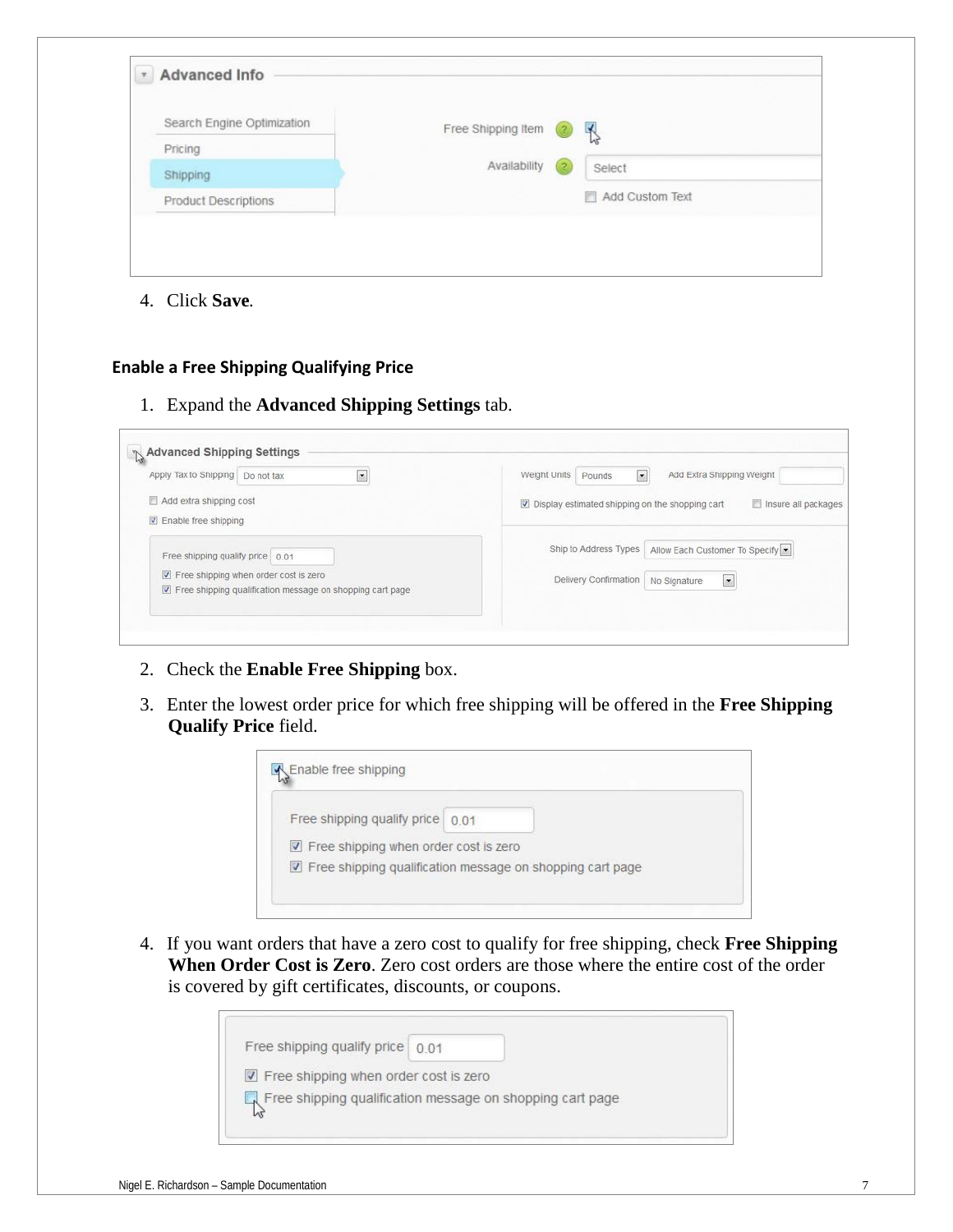4. Click **Save**.

### Enable a Free Shipping Qualifying Price

1. Expand the **Advanced Shipping Settings** tab.

2. Check the **Enable Free Shipping** box.

3. Enter the lowest order price for which free shipping will be offered in the **Free Shipping Qualify Price** field.

4. If you want orders that have a zero cost to qualify for free shipping, check **Free Shipping When Order Cost is Zero**. Zero cost orders are those where the entire cost of the order is covered by gift certificates, discounts, or coupons.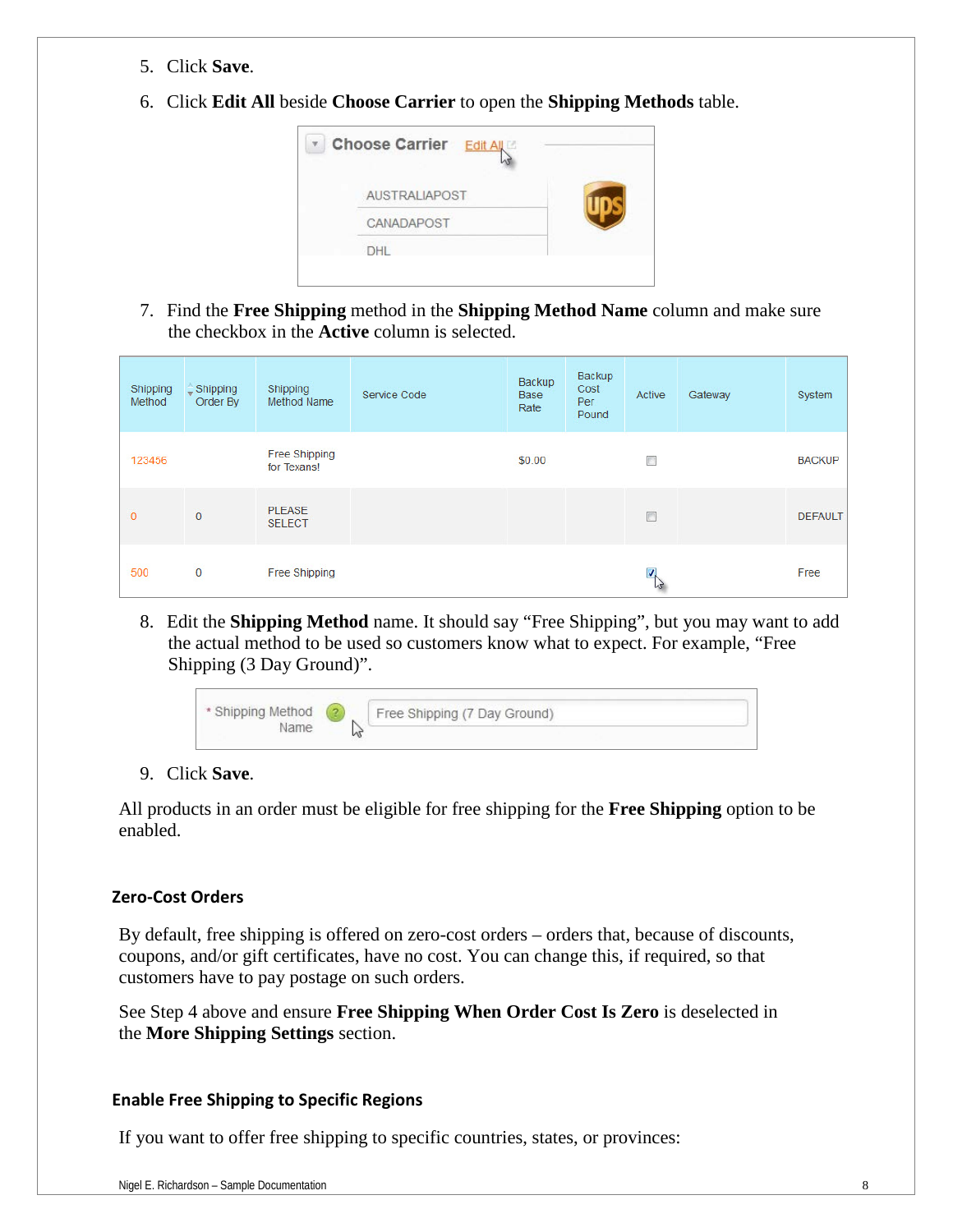5. Click **Save**.
6. Click **Edit All** beside **Choose Carrier** to open the **Shipping Methods** table.

7. Find the **Free Shipping** method in the **Shipping Method Name** column and make sure the checkbox in the **Active** column is selected.

| Shipping Method | Shipping Order By | Shipping Method Name | Service Code | Backup Base Rate | Backup Cost Per Pound | Active | Gateway | System |
|---|---|---|---|---|---|---|---|---|
| 123456 | | Free Shipping for Texans! | | $0.00 | | ☐ | | BACKUP |
| 0 | 0 | PLEASE SELECT | | | | ☐ | | DEFAULT |
| 500 | 0 | Free Shipping | | | | ☑ | | Free |

8. Edit the **Shipping Method** name. It should say "Free Shipping", but you may want to add the actual method to be used so customers know what to expect. For example, "Free Shipping (3 Day Ground)".

9. Click **Save**.

All products in an order must be eligible for free shipping for the **Free Shipping** option to be enabled.

### Zero-Cost Orders

By default, free shipping is offered on zero-cost orders – orders that, because of discounts, coupons, and/or gift certificates, have no cost. You can change this, if required, so that customers have to pay postage on such orders.

See Step 4 above and ensure **Free Shipping When Order Cost Is Zero** is deselected in the **More Shipping Settings** section.

### Enable Free Shipping to Specific Regions

If you want to offer free shipping to specific countries, states, or provinces: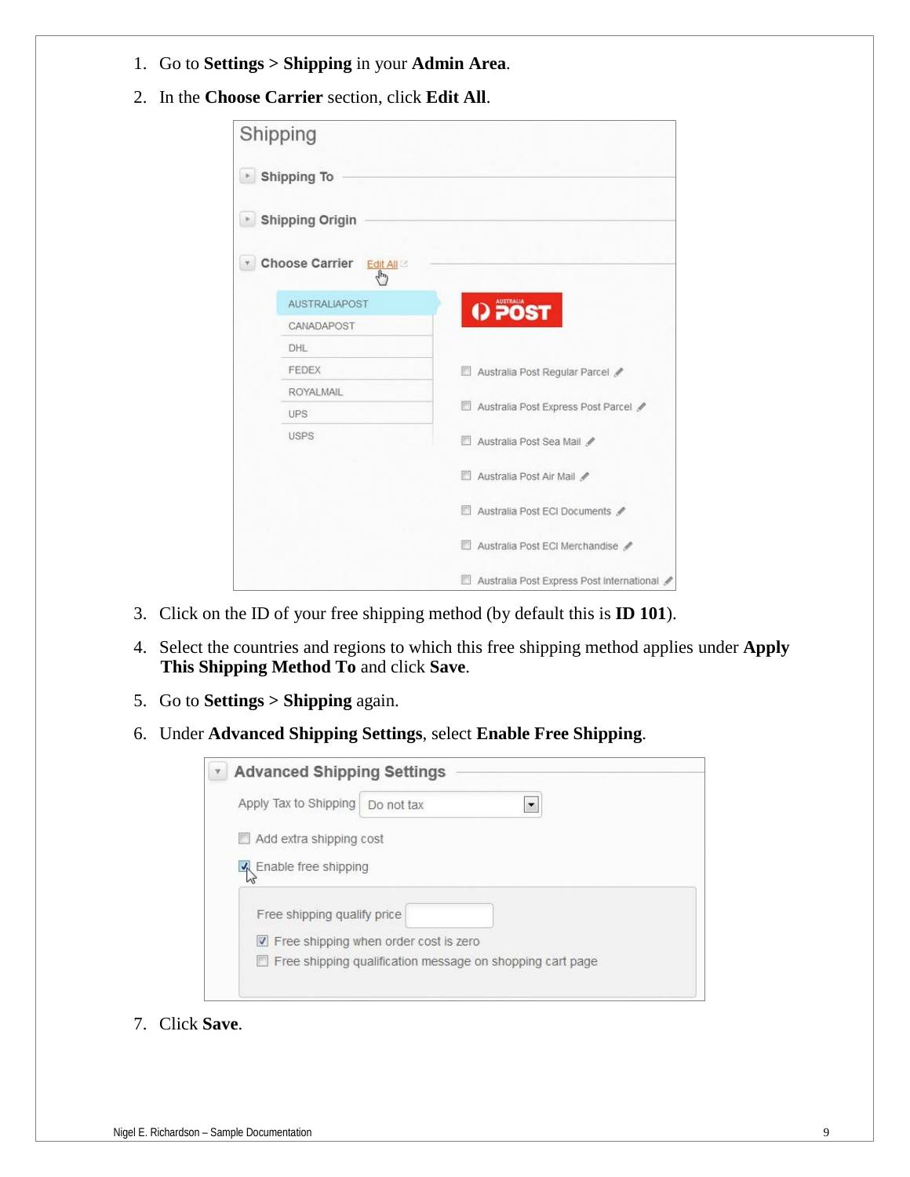1. Go to **Settings > Shipping** in your **Admin Area**.
2. In the **Choose Carrier** section, click **Edit All**.
3. Click on the ID of your free shipping method (by default this is **ID 101**).
4. Select the countries and regions to which this free shipping method applies under **Apply This Shipping Method To** and click **Save**.
5. Go to **Settings > Shipping** again.
6. Under **Advanced Shipping Settings**, select **Enable Free Shipping**.
7. Click **Save**.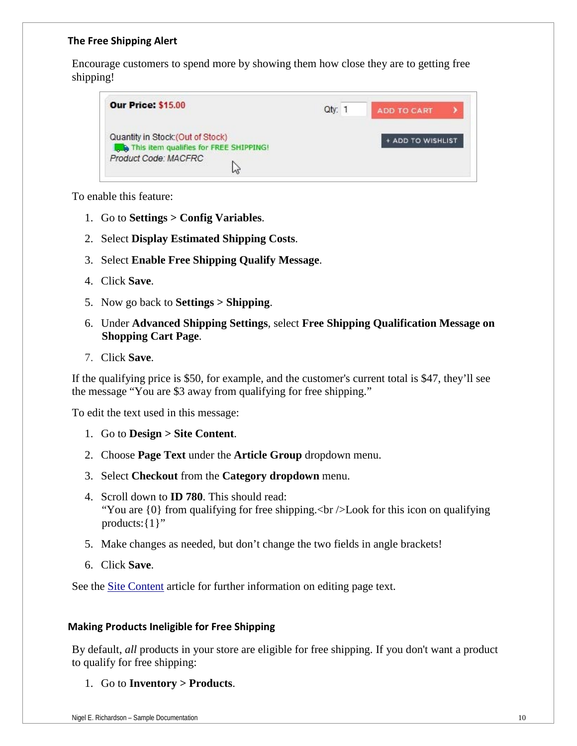### The Free Shipping Alert

Encourage customers to spend more by showing them how close they are to getting free shipping!

To enable this feature:

1. Go to **Settings > Config Variables**.
2. Select **Display Estimated Shipping Costs**.
3. Select **Enable Free Shipping Qualify Message**.
4. Click **Save**.
5. Now go back to **Settings > Shipping**.
6. Under **Advanced Shipping Settings**, select **Free Shipping Qualification Message on Shopping Cart Page**.
7. Click **Save**.

If the qualifying price is $50, for example, and the customer's current total is $47, they'll see the message "You are $3 away from qualifying for free shipping."

To edit the text used in this message:

1. Go to **Design > Site Content**.
2. Choose **Page Text** under the **Article Group** dropdown menu.
3. Select **Checkout** from the **Category dropdown** menu.
4. Scroll down to **ID 780**. This should read:
   "You are {0} from qualifying for free shipping.<br />Look for this icon on qualifying products:{1}"
5. Make changes as needed, but don't change the two fields in angle brackets!
6. Click **Save**.

See the Site Content article for further information on editing page text.

### Making Products Ineligible for Free Shipping

By default, *all* products in your store are eligible for free shipping. If you don't want a product to qualify for free shipping:

1. Go to **Inventory > Products**.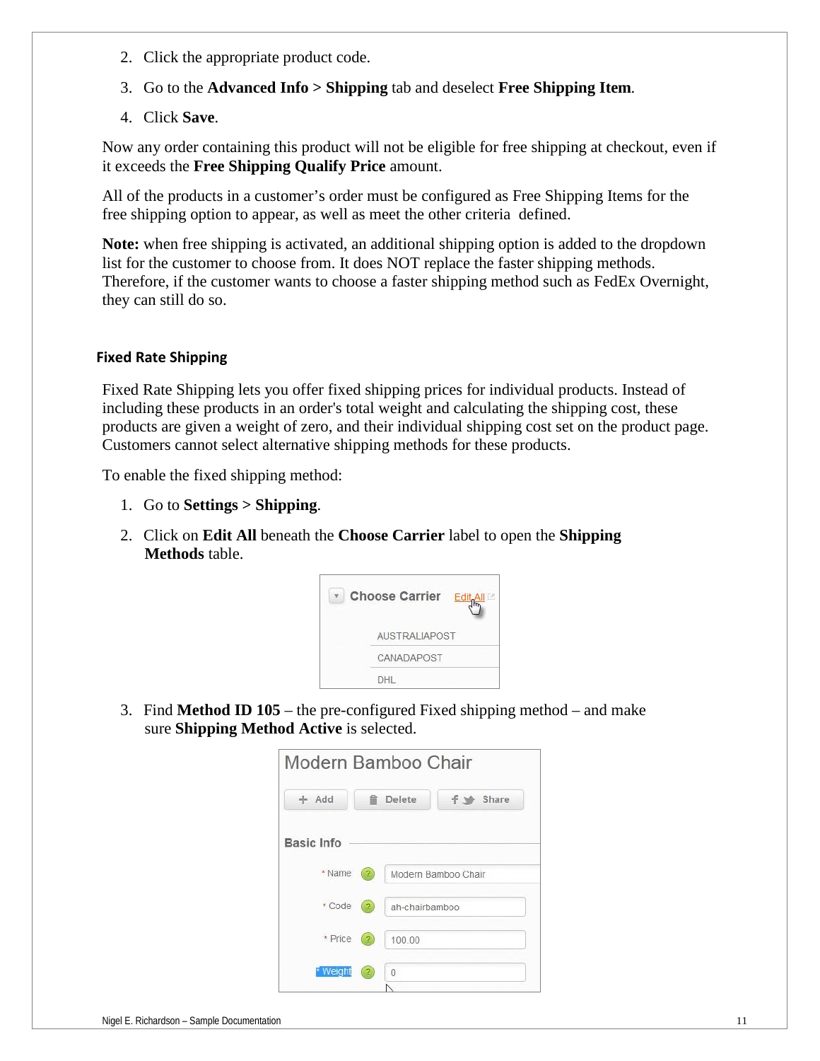2. Click the appropriate product code.
3. Go to the **Advanced Info > Shipping** tab and deselect **Free Shipping Item**.
4. Click **Save**.

Now any order containing this product will not be eligible for free shipping at checkout, even if it exceeds the **Free Shipping Qualify Price** amount.

All of the products in a customer's order must be configured as Free Shipping Items for the free shipping option to appear, as well as meet the other criteria defined.

**Note:** when free shipping is activated, an additional shipping option is added to the dropdown list for the customer to choose from. It does NOT replace the faster shipping methods. Therefore, if the customer wants to choose a faster shipping method such as FedEx Overnight, they can still do so.

### Fixed Rate Shipping

Fixed Rate Shipping lets you offer fixed shipping prices for individual products. Instead of including these products in an order's total weight and calculating the shipping cost, these products are given a weight of zero, and their individual shipping cost set on the product page. Customers cannot select alternative shipping methods for these products.

To enable the fixed shipping method:

1. Go to **Settings > Shipping**.
2. Click on **Edit All** beneath the **Choose Carrier** label to open the **Shipping Methods** table.
3. Find **Method ID 105** – the pre-configured Fixed shipping method – and make sure **Shipping Method Active** is selected.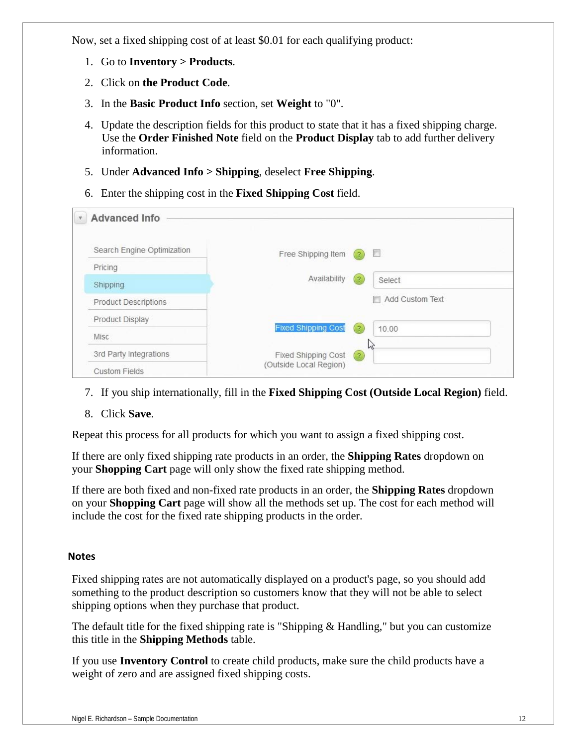Now, set a fixed shipping cost of at least $0.01 for each qualifying product:

1. Go to **Inventory > Products**.
2. Click on **the Product Code**.
3. In the **Basic Product Info** section, set **Weight** to "0".
4. Update the description fields for this product to state that it has a fixed shipping charge. Use the **Order Finished Note** field on the **Product Display** tab to add further delivery information.
5. Under **Advanced Info > Shipping**, deselect **Free Shipping**.
6. Enter the shipping cost in the **Fixed Shipping Cost** field.
7. If you ship internationally, fill in the **Fixed Shipping Cost (Outside Local Region)** field.
8. Click **Save**.

Repeat this process for all products for which you want to assign a fixed shipping cost.

If there are only fixed shipping rate products in an order, the **Shipping Rates** dropdown on your **Shopping Cart** page will only show the fixed rate shipping method.

If there are both fixed and non-fixed rate products in an order, the **Shipping Rates** dropdown on your **Shopping Cart** page will show all the methods set up. The cost for each method will include the cost for the fixed rate shipping products in the order.

### Notes

Fixed shipping rates are not automatically displayed on a product's page, so you should add something to the product description so customers know that they will not be able to select shipping options when they purchase that product.

The default title for the fixed shipping rate is "Shipping & Handling," but you can customize this title in the **Shipping Methods** table.

If you use **Inventory Control** to create child products, make sure the child products have a weight of zero and are assigned fixed shipping costs.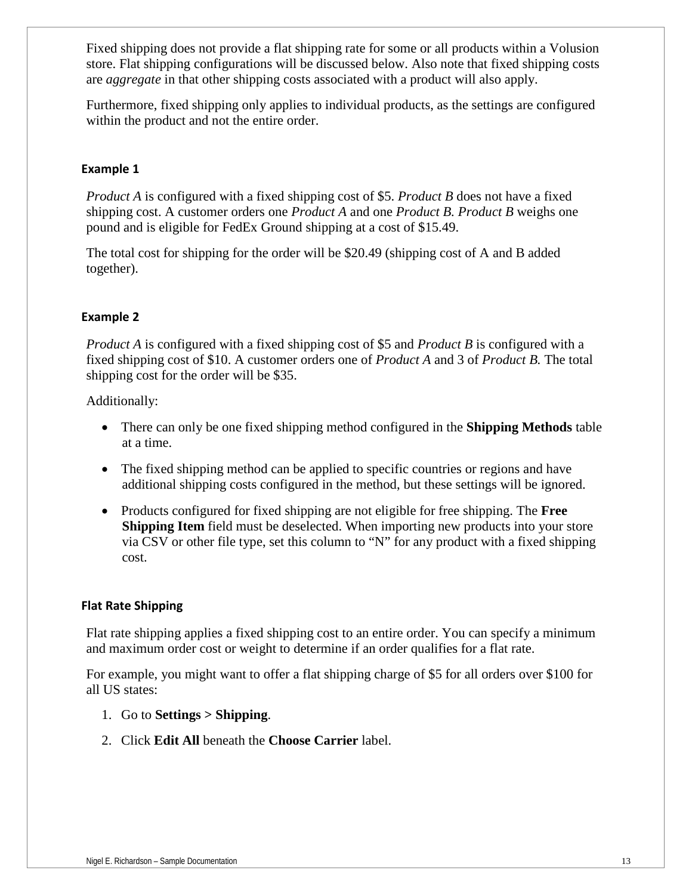Fixed shipping does not provide a flat shipping rate for some or all products within a Volusion store. Flat shipping configurations will be discussed below. Also note that fixed shipping costs are *aggregate* in that other shipping costs associated with a product will also apply.

Furthermore, fixed shipping only applies to individual products, as the settings are configured within the product and not the entire order.

### Example 1

*Product A* is configured with a fixed shipping cost of $5. *Product B* does not have a fixed shipping cost. A customer orders one *Product A* and one *Product B. Product B* weighs one pound and is eligible for FedEx Ground shipping at a cost of $15.49.

The total cost for shipping for the order will be $20.49 (shipping cost of A and B added together).

### Example 2

*Product A* is configured with a fixed shipping cost of $5 and *Product B* is configured with a fixed shipping cost of $10. A customer orders one of *Product A* and 3 of *Product B.* The total shipping cost for the order will be $35.

Additionally:

- There can only be one fixed shipping method configured in the **Shipping Methods** table at a time.
- The fixed shipping method can be applied to specific countries or regions and have additional shipping costs configured in the method, but these settings will be ignored.
- Products configured for fixed shipping are not eligible for free shipping. The **Free Shipping Item** field must be deselected. When importing new products into your store via CSV or other file type, set this column to “N” for any product with a fixed shipping cost.

### Flat Rate Shipping

Flat rate shipping applies a fixed shipping cost to an entire order. You can specify a minimum and maximum order cost or weight to determine if an order qualifies for a flat rate.

For example, you might want to offer a flat shipping charge of $5 for all orders over $100 for all US states:

1. Go to **Settings > Shipping**.
2. Click **Edit All** beneath the **Choose Carrier** label.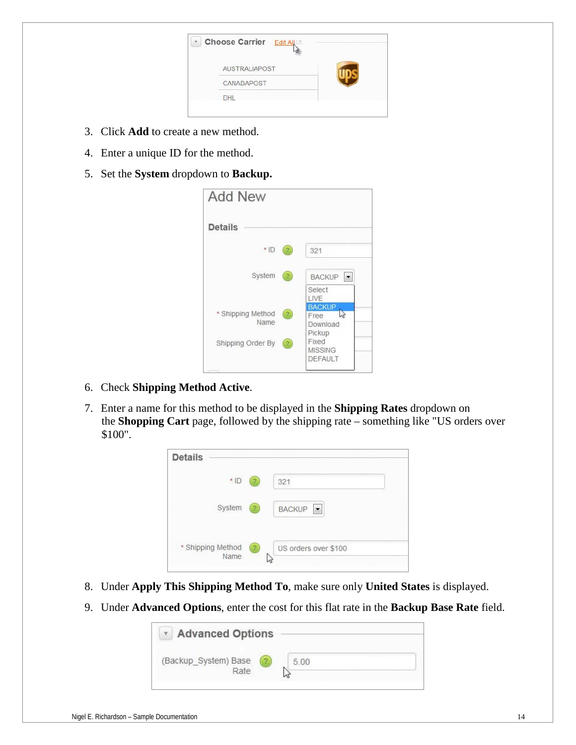3. Click **Add** to create a new method.

4. Enter a unique ID for the method.

5. Set the **System** dropdown to **Backup.**

6. Check **Shipping Method Active**.

7. Enter a name for this method to be displayed in the **Shipping Rates** dropdown on the **Shopping Cart** page, followed by the shipping rate – something like "US orders over $100".

8. Under **Apply This Shipping Method To**, make sure only **United States** is displayed.

9. Under **Advanced Options**, enter the cost for this flat rate in the **Backup Base Rate** field.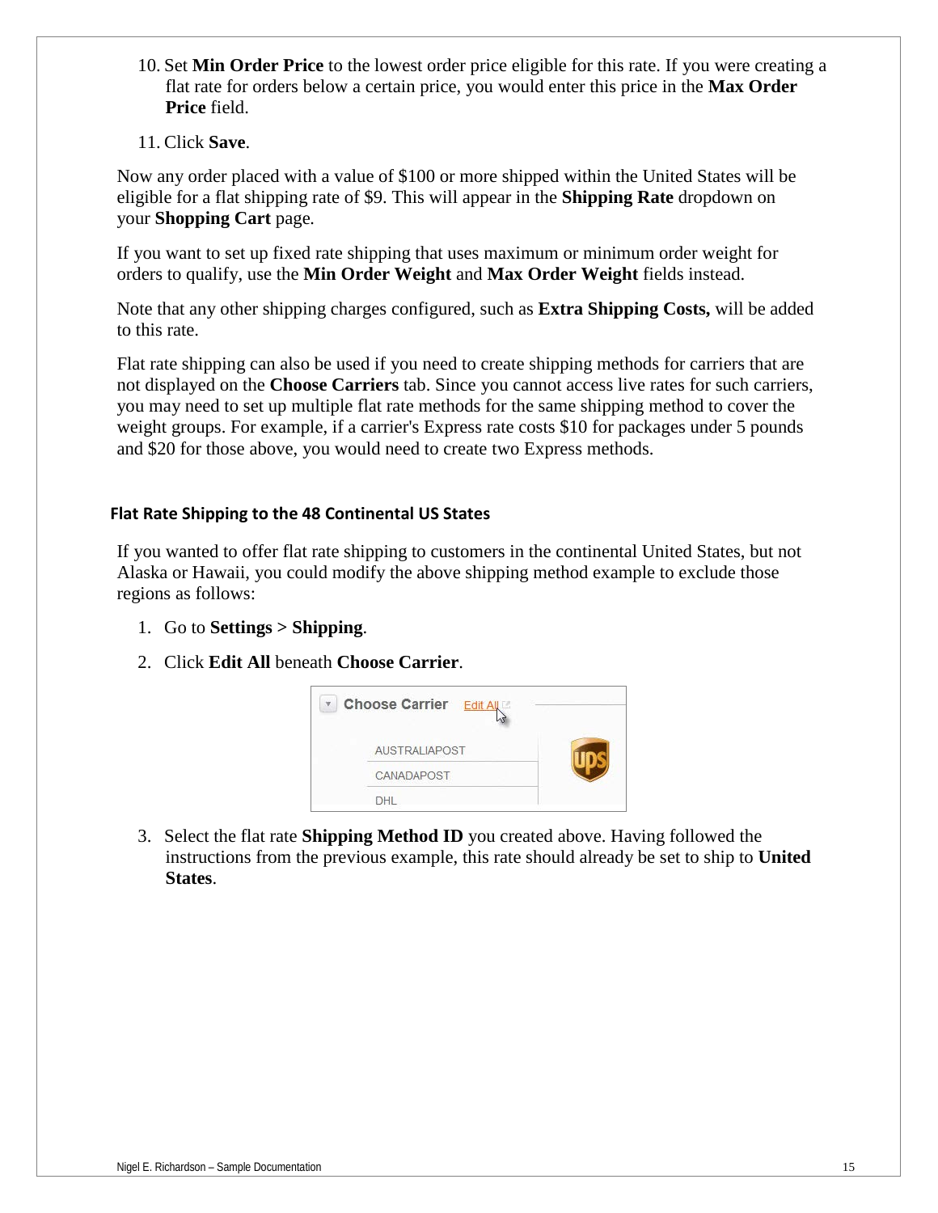10. Set **Min Order Price** to the lowest order price eligible for this rate. If you were creating a flat rate for orders below a certain price, you would enter this price in the **Max Order Price** field.

11. Click **Save**.

Now any order placed with a value of $100 or more shipped within the United States will be eligible for a flat shipping rate of $9. This will appear in the **Shipping Rate** dropdown on your **Shopping Cart** page.

If you want to set up fixed rate shipping that uses maximum or minimum order weight for orders to qualify, use the **Min Order Weight** and **Max Order Weight** fields instead.

Note that any other shipping charges configured, such as **Extra Shipping Costs,** will be added to this rate.

Flat rate shipping can also be used if you need to create shipping methods for carriers that are not displayed on the **Choose Carriers** tab. Since you cannot access live rates for such carriers, you may need to set up multiple flat rate methods for the same shipping method to cover the weight groups. For example, if a carrier's Express rate costs $10 for packages under 5 pounds and $20 for those above, you would need to create two Express methods.

### Flat Rate Shipping to the 48 Continental US States

If you wanted to offer flat rate shipping to customers in the continental United States, but not Alaska or Hawaii, you could modify the above shipping method example to exclude those regions as follows:

1. Go to **Settings > Shipping**.
2. Click **Edit All** beneath **Choose Carrier**.
3. Select the flat rate **Shipping Method ID** you created above. Having followed the instructions from the previous example, this rate should already be set to ship to **United States**.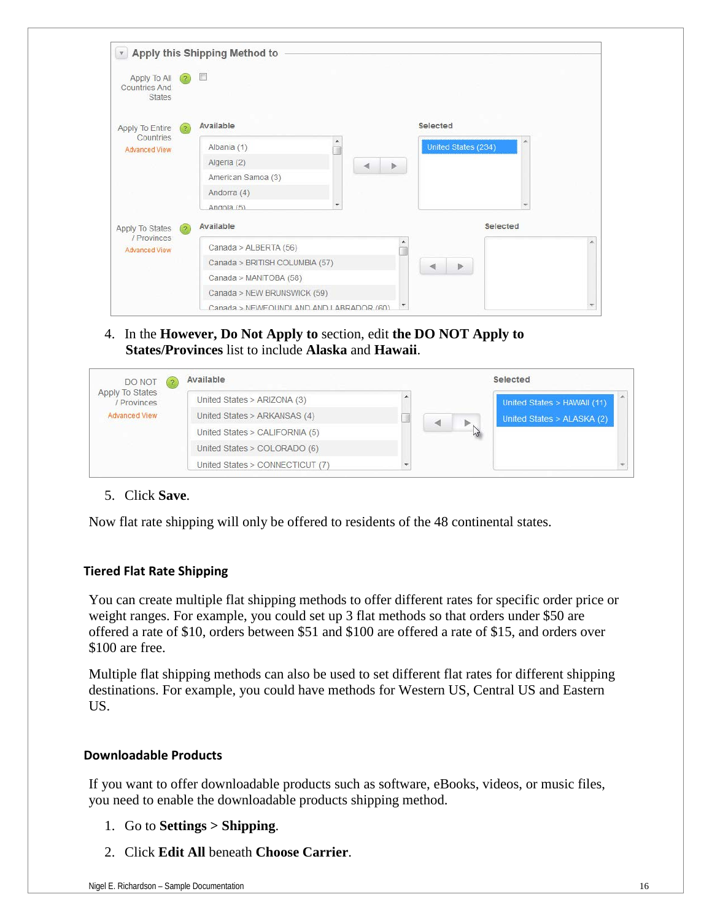4. In the **However, Do Not Apply to** section, edit **the DO NOT Apply to States/Provinces** list to include **Alaska** and **Hawaii**.

5. Click **Save**.

Now flat rate shipping will only be offered to residents of the 48 continental states.

### Tiered Flat Rate Shipping

You can create multiple flat shipping methods to offer different rates for specific order price or weight ranges. For example, you could set up 3 flat methods so that orders under $50 are offered a rate of $10, orders between $51 and $100 are offered a rate of $15, and orders over $100 are free.

Multiple flat shipping methods can also be used to set different flat rates for different shipping destinations. For example, you could have methods for Western US, Central US and Eastern US.

### Downloadable Products

If you want to offer downloadable products such as software, eBooks, videos, or music files, you need to enable the downloadable products shipping method.

1. Go to **Settings > Shipping**.
2. Click **Edit All** beneath **Choose Carrier**.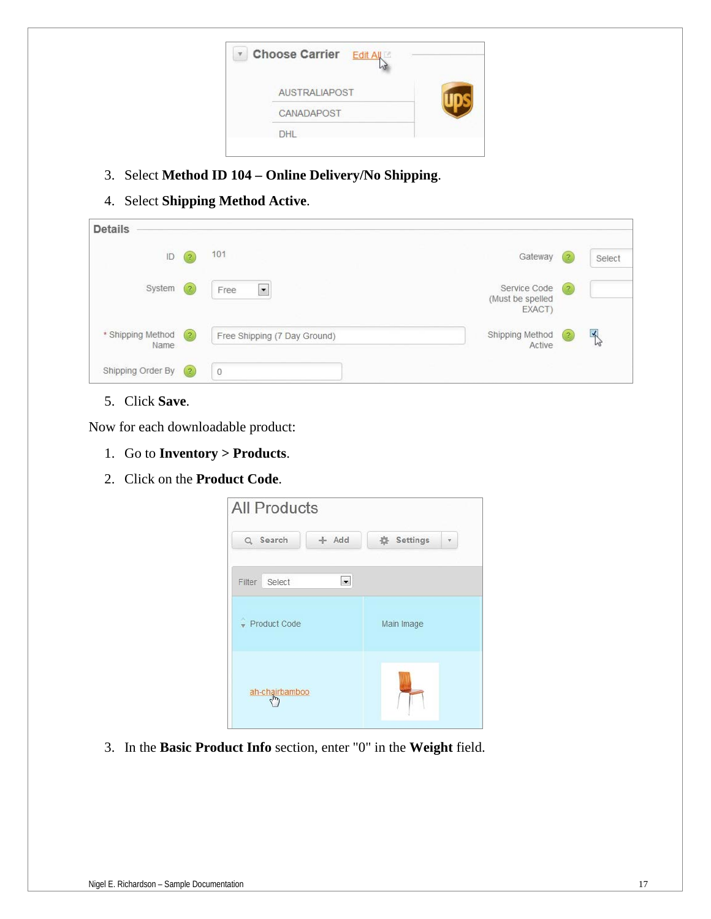3. Select **Method ID 104 – Online Delivery/No Shipping**.
4. Select **Shipping Method Active**.

5. Click **Save**.

Now for each downloadable product:

1. Go to **Inventory > Products**.
2. Click on the **Product Code**.

3. In the **Basic Product Info** section, enter "0" in the **Weight** field.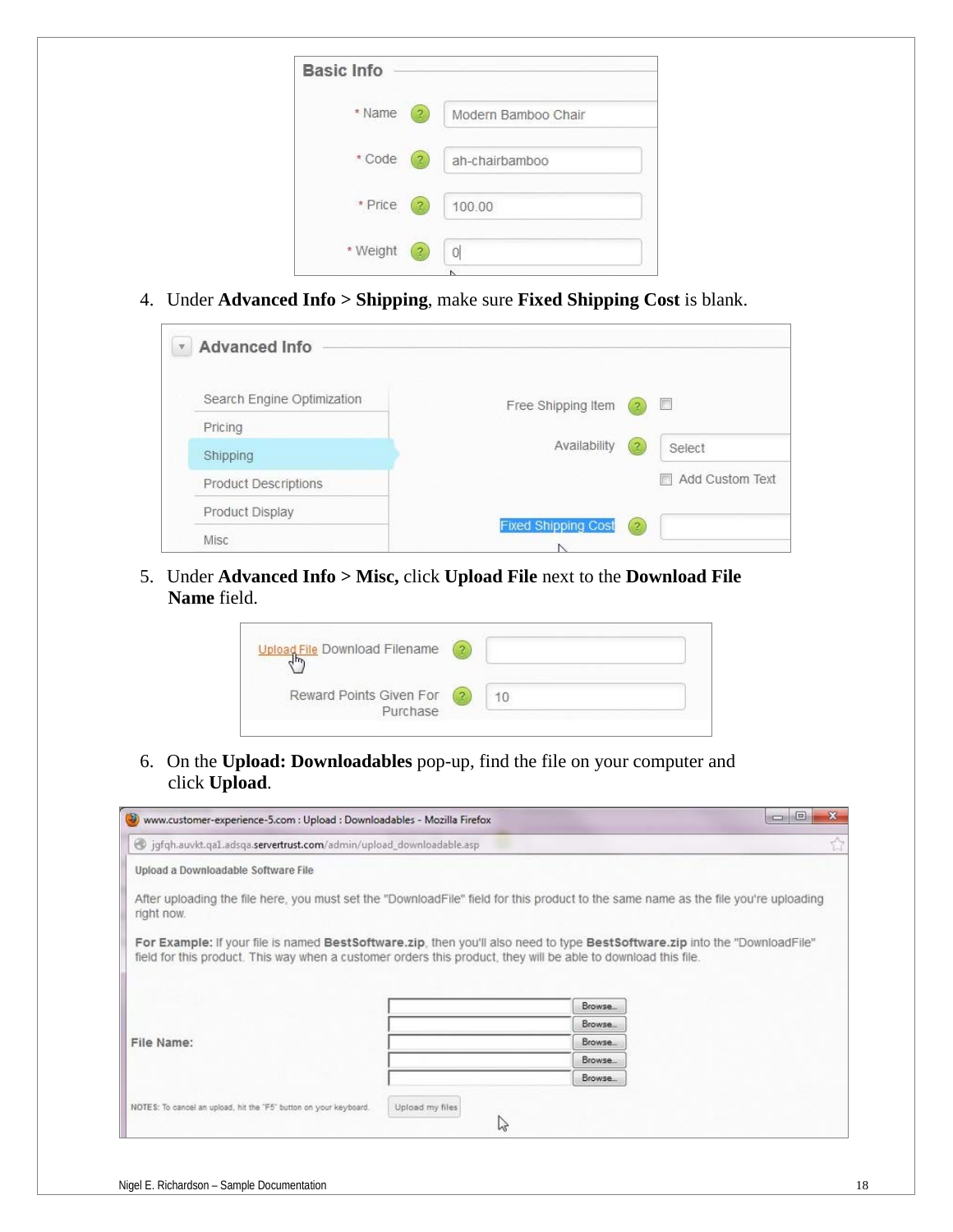4. Under **Advanced Info > Shipping**, make sure **Fixed Shipping Cost** is blank.

5. Under **Advanced Info > Misc,** click **Upload File** next to the **Download File Name** field.

6. On the **Upload: Downloadables** pop-up, find the file on your computer and click **Upload**.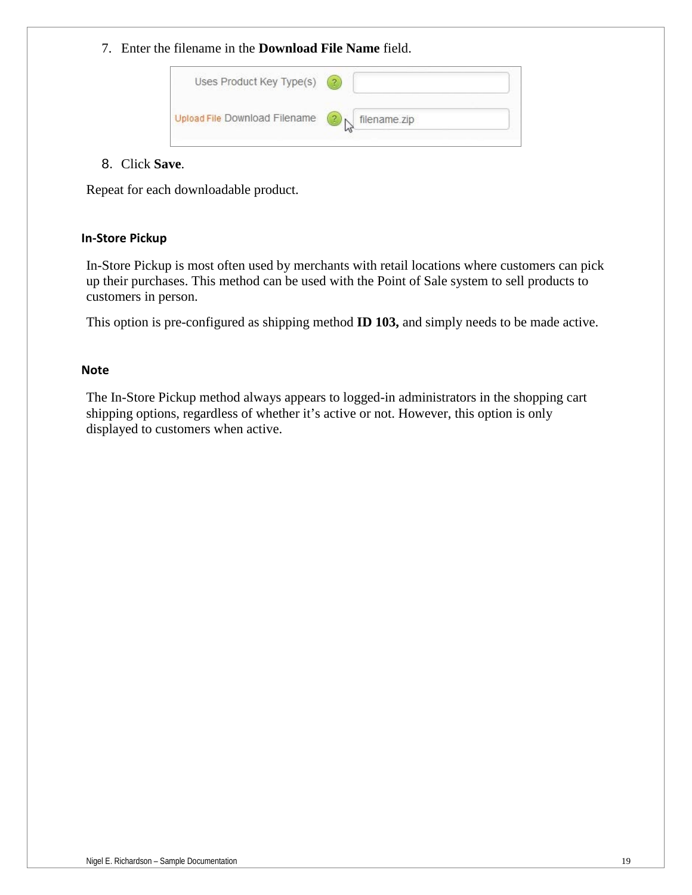7. Enter the filename in the **Download File Name** field.

8. Click **Save**.

Repeat for each downloadable product.

### In-Store Pickup

In-Store Pickup is most often used by merchants with retail locations where customers can pick up their purchases. This method can be used with the Point of Sale system to sell products to customers in person.

This option is pre-configured as shipping method **ID 103,** and simply needs to be made active.

### Note

The In-Store Pickup method always appears to logged-in administrators in the shopping cart shipping options, regardless of whether it's active or not. However, this option is only displayed to customers when active.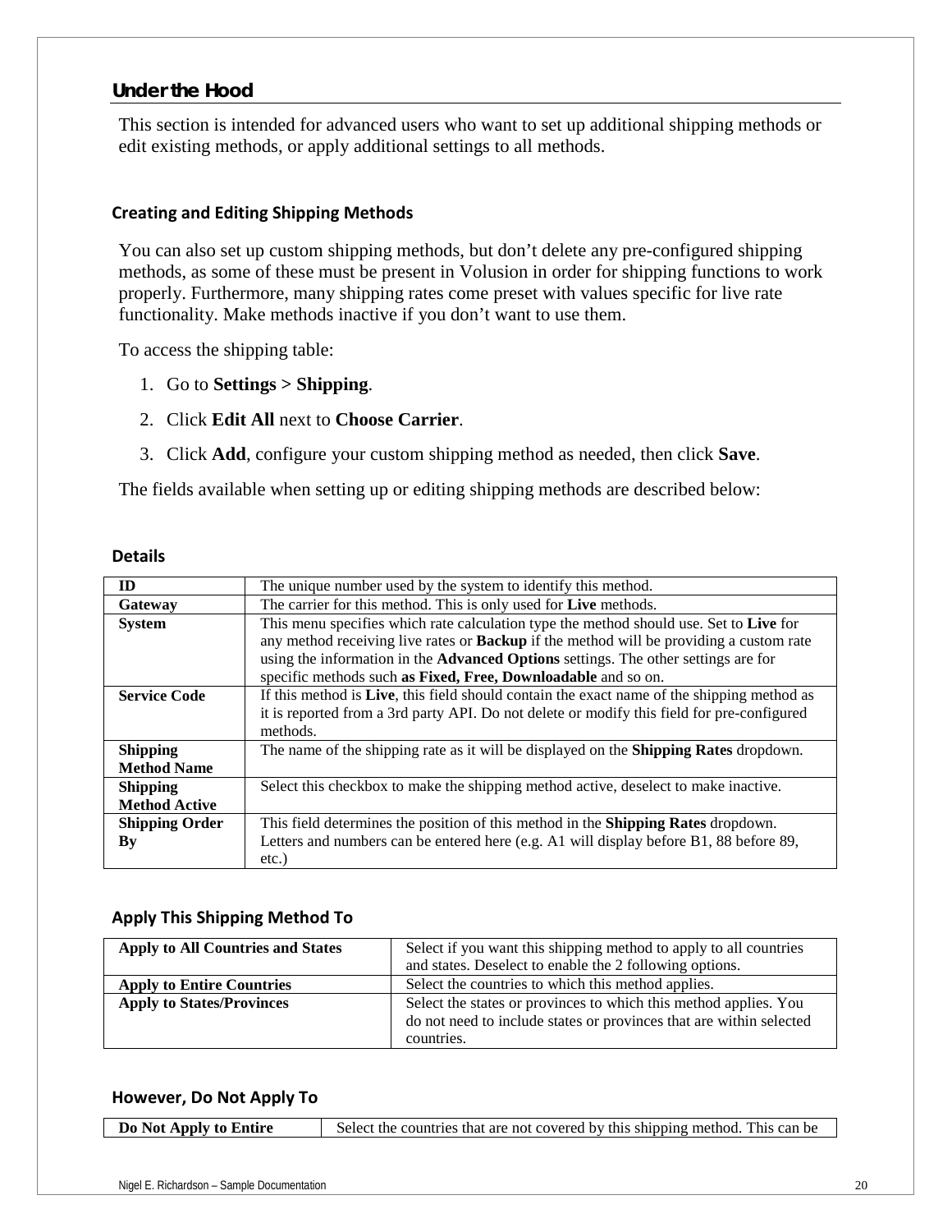## Under the Hood

This section is intended for advanced users who want to set up additional shipping methods or edit existing methods, or apply additional settings to all methods.

### Creating and Editing Shipping Methods

You can also set up custom shipping methods, but don't delete any pre-configured shipping methods, as some of these must be present in Volusion in order for shipping functions to work properly. Furthermore, many shipping rates come preset with values specific for live rate functionality. Make methods inactive if you don't want to use them.

To access the shipping table:

1. Go to **Settings > Shipping**.
2. Click **Edit All** next to **Choose Carrier**.
3. Click **Add**, configure your custom shipping method as needed, then click **Save**.

The fields available when setting up or editing shipping methods are described below:

#### Details

| | |
|---|---|
| **ID** | The unique number used by the system to identify this method. |
| **Gateway** | The carrier for this method. This is only used for **Live** methods. |
| **System** | This menu specifies which rate calculation type the method should use. Set to **Live** for any method receiving live rates or **Backup** if the method will be providing a custom rate using the information in the **Advanced Options** settings. The other settings are for specific methods such **as Fixed, Free, Downloadable** and so on. |
| **Service Code** | If this method is **Live**, this field should contain the exact name of the shipping method as it is reported from a 3rd party API. Do not delete or modify this field for pre-configured methods. |
| **Shipping Method Name** | The name of the shipping rate as it will be displayed on the **Shipping Rates** dropdown. |
| **Shipping Method Active** | Select this checkbox to make the shipping method active, deselect to make inactive. |
| **Shipping Order By** | This field determines the position of this method in the **Shipping Rates** dropdown. Letters and numbers can be entered here (e.g. A1 will display before B1, 88 before 89, etc.) |

#### Apply This Shipping Method To

| | |
|---|---|
| **Apply to All Countries and States** | Select if you want this shipping method to apply to all countries and states. Deselect to enable the 2 following options. |
| **Apply to Entire Countries** | Select the countries to which this method applies. |
| **Apply to States/Provinces** | Select the states or provinces to which this method applies. You do not need to include states or provinces that are within selected countries. |

#### However, Do Not Apply To

| | |
|---|---|
| **Do Not Apply to Entire** | Select the countries that are not covered by this shipping method. This can be |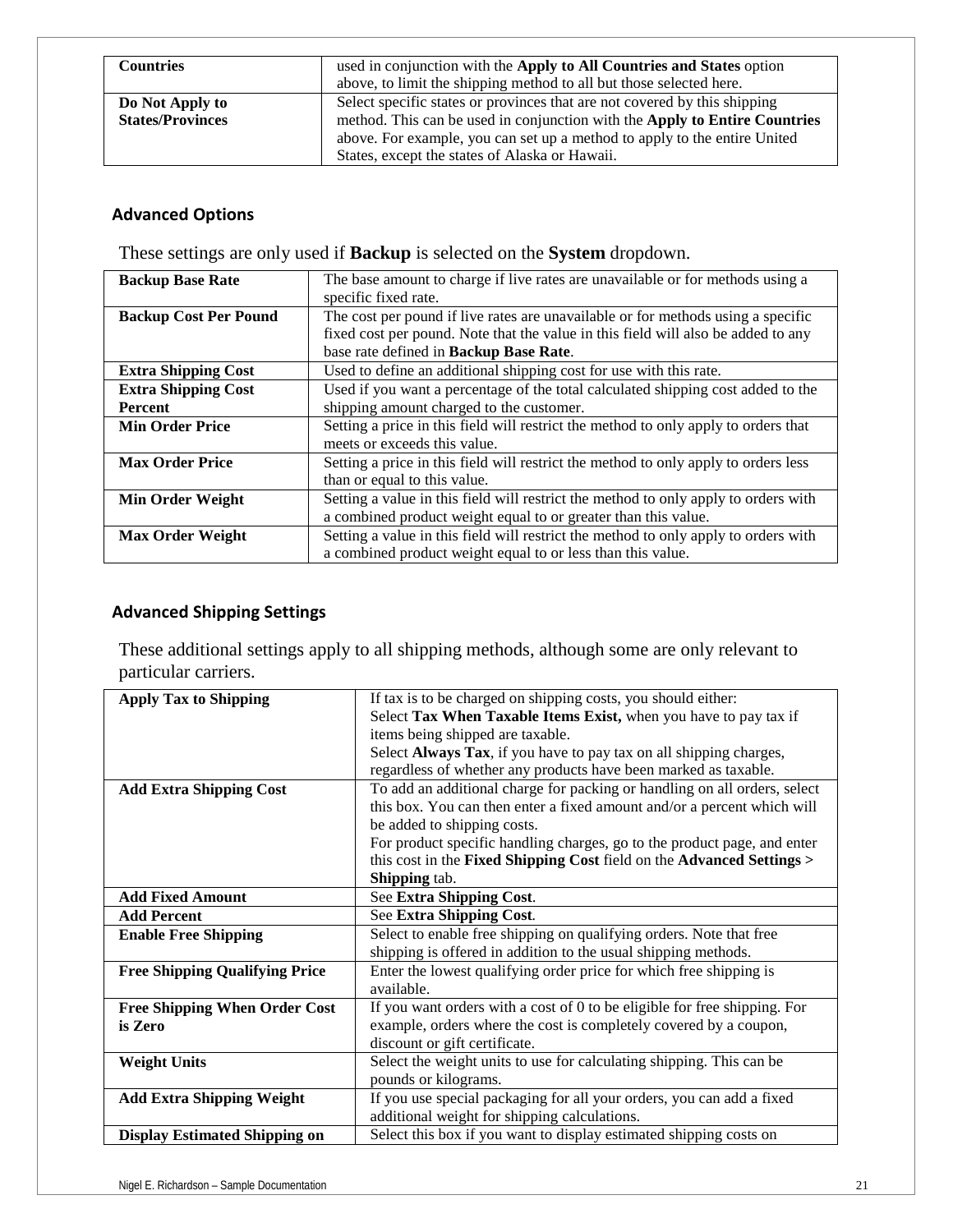| | |
|---|---|
| **Countries** | used in conjunction with the **Apply to All Countries and States** option above, to limit the shipping method to all but those selected here. |
| **Do Not Apply to States/Provinces** | Select specific states or provinces that are not covered by this shipping method. This can be used in conjunction with the **Apply to Entire Countries** above. For example, you can set up a method to apply to the entire United States, except the states of Alaska or Hawaii. |

### Advanced Options

These settings are only used if **Backup** is selected on the **System** dropdown.

| | |
|---|---|
| **Backup Base Rate** | The base amount to charge if live rates are unavailable or for methods using a specific fixed rate. |
| **Backup Cost Per Pound** | The cost per pound if live rates are unavailable or for methods using a specific fixed cost per pound. Note that the value in this field will also be added to any base rate defined in **Backup Base Rate**. |
| **Extra Shipping Cost** | Used to define an additional shipping cost for use with this rate. |
| **Extra Shipping Cost Percent** | Used if you want a percentage of the total calculated shipping cost added to the shipping amount charged to the customer. |
| **Min Order Price** | Setting a price in this field will restrict the method to only apply to orders that meets or exceeds this value. |
| **Max Order Price** | Setting a price in this field will restrict the method to only apply to orders less than or equal to this value. |
| **Min Order Weight** | Setting a value in this field will restrict the method to only apply to orders with a combined product weight equal to or greater than this value. |
| **Max Order Weight** | Setting a value in this field will restrict the method to only apply to orders with a combined product weight equal to or less than this value. |

### Advanced Shipping Settings

These additional settings apply to all shipping methods, although some are only relevant to particular carriers.

| | |
|---|---|
| **Apply Tax to Shipping** | If tax is to be charged on shipping costs, you should either:<br>Select **Tax When Taxable Items Exist,** when you have to pay tax if items being shipped are taxable.<br>Select **Always Tax**, if you have to pay tax on all shipping charges, regardless of whether any products have been marked as taxable. |
| **Add Extra Shipping Cost** | To add an additional charge for packing or handling on all orders, select this box. You can then enter a fixed amount and/or a percent which will be added to shipping costs.<br>For product specific handling charges, go to the product page, and enter this cost in the **Fixed Shipping Cost** field on the **Advanced Settings > Shipping** tab. |
| **Add Fixed Amount** | See **Extra Shipping Cost**. |
| **Add Percent** | See **Extra Shipping Cost**. |
| **Enable Free Shipping** | Select to enable free shipping on qualifying orders. Note that free shipping is offered in addition to the usual shipping methods. |
| **Free Shipping Qualifying Price** | Enter the lowest qualifying order price for which free shipping is available. |
| **Free Shipping When Order Cost is Zero** | If you want orders with a cost of 0 to be eligible for free shipping. For example, orders where the cost is completely covered by a coupon, discount or gift certificate. |
| **Weight Units** | Select the weight units to use for calculating shipping. This can be pounds or kilograms. |
| **Add Extra Shipping Weight** | If you use special packaging for all your orders, you can add a fixed additional weight for shipping calculations. |
| **Display Estimated Shipping on** | Select this box if you want to display estimated shipping costs on |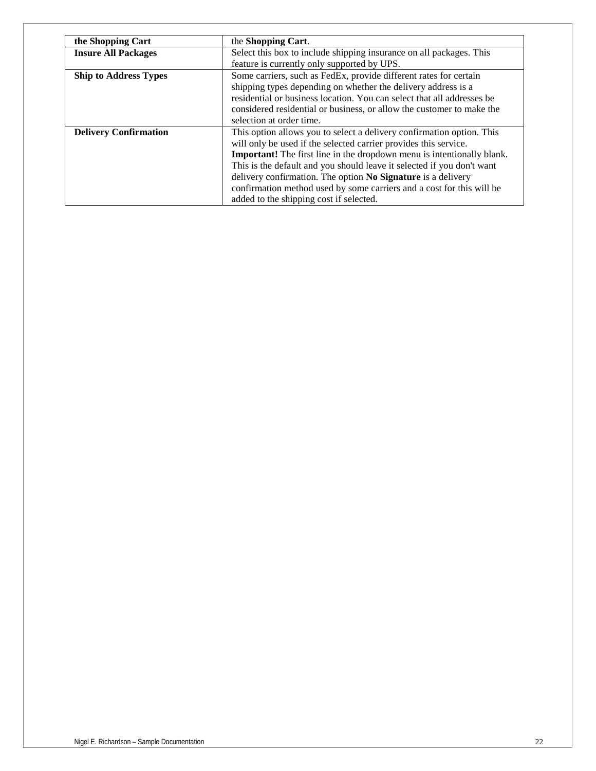| | |
|---|---|
| **the Shopping Cart** | the **Shopping Cart**. |
| **Insure All Packages** | Select this box to include shipping insurance on all packages. This feature is currently only supported by UPS. |
| **Ship to Address Types** | Some carriers, such as FedEx, provide different rates for certain shipping types depending on whether the delivery address is a residential or business location. You can select that all addresses be considered residential or business, or allow the customer to make the selection at order time. |
| **Delivery Confirmation** | This option allows you to select a delivery confirmation option. This will only be used if the selected carrier provides this service. **Important!** The first line in the dropdown menu is intentionally blank. This is the default and you should leave it selected if you don't want delivery confirmation. The option **No Signature** is a delivery confirmation method used by some carriers and a cost for this will be added to the shipping cost if selected. |